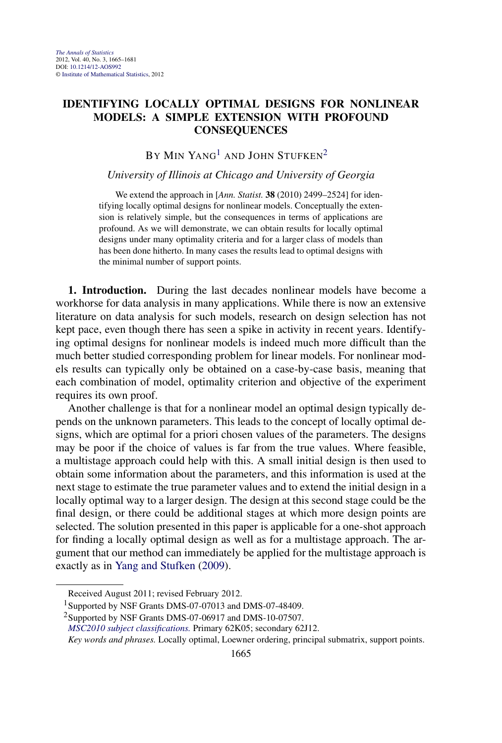# IDENTIFYING LOCALLY OPTIMAL DESIGNS FOR NONLINEAR MODELS: A SIMPLE EXTENSION WITH PROFOUND CONSEQUENCES

By Min Yang[1] and John Stufken[2]

*University of Illinois at Chicago and University of Georgia*

We extend the approach in [*Ann. Statist.* **38** (2010) 2499–2524] for identifying locally optimal designs for nonlinear models. Conceptually the extension is relatively simple, but the consequences in terms of applications are profound. As we will demonstrate, we can obtain results for locally optimal designs under many optimality criteria and for a larger class of models than has been done hitherto. In many cases the results lead to optimal designs with the minimal number of support points.

**1. Introduction.** During the last decades nonlinear models have become a workhorse for data analysis in many applications. While there is now an extensive literature on data analysis for such models, research on design selection has not kept pace, even though there has seen a spike in activity in recent years. Identifying optimal designs for nonlinear models is indeed much more difficult than the much better studied corresponding problem for linear models. For nonlinear models results can typically only be obtained on a case-by-case basis, meaning that each combination of model, optimality criterion and objective of the experiment requires its own proof.

Another challenge is that for a nonlinear model an optimal design typically depends on the unknown parameters. This leads to the concept of locally optimal designs, which are optimal for a priori chosen values of the parameters. The designs may be poor if the choice of values is far from the true values. Where feasible, a multistage approach could help with this. A small initial design is then used to obtain some information about the parameters, and this information is used at the next stage to estimate the true parameter values and to extend the initial design in a locally optimal way to a larger design. The design at this second stage could be the final design, or there could be additional stages at which more design points are selected. The solution presented in this paper is applicable for a one-shot approach for finding a locally optimal design as well as for a multistage approach. The argument that our method can immediately be applied for the multistage approach is exactly as in Yang and Stufken (2009).

---

Received August 2011; revised February 2012.

[1] Supported by NSF Grants DMS-07-07013 and DMS-07-48409.

[2] Supported by NSF Grants DMS-07-06917 and DMS-10-07507.

*MSC2010 subject classifications.* Primary 62K05; secondary 62J12.

*Key words and phrases.* Locally optimal, Loewner ordering, principal submatrix, support points.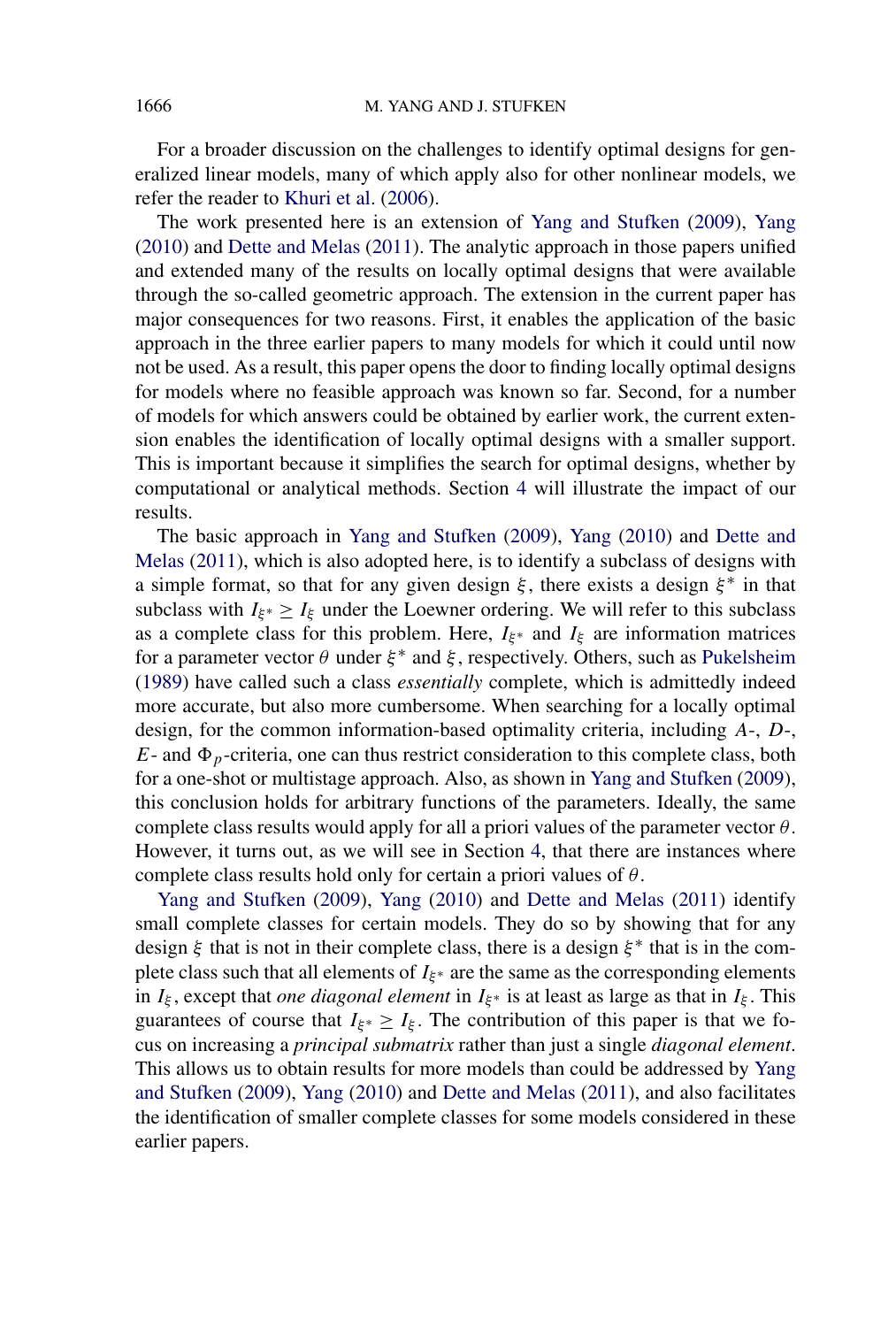For a broader discussion on the challenges to identify optimal designs for generalized linear models, many of which apply also for other nonlinear models, we refer the reader to Khuri et al. (2006).

The work presented here is an extension of Yang and Stufken (2009), Yang (2010) and Dette and Melas (2011). The analytic approach in those papers unified and extended many of the results on locally optimal designs that were available through the so-called geometric approach. The extension in the current paper has major consequences for two reasons. First, it enables the application of the basic approach in the three earlier papers to many models for which it could until now not be used. As a result, this paper opens the door to finding locally optimal designs for models where no feasible approach was known so far. Second, for a number of models for which answers could be obtained by earlier work, the current extension enables the identification of locally optimal designs with a smaller support. This is important because it simplifies the search for optimal designs, whether by computational or analytical methods. Section 4 will illustrate the impact of our results.

The basic approach in Yang and Stufken (2009), Yang (2010) and Dette and Melas (2011), which is also adopted here, is to identify a subclass of designs with a simple format, so that for any given design $\xi$, there exists a design $\xi^*$ in that subclass with $I_{\xi^*} \geq I_\xi$ under the Loewner ordering. We will refer to this subclass as a complete class for this problem. Here, $I_{\xi^*}$ and $I_\xi$ are information matrices for a parameter vector $\theta$ under $\xi^*$ and $\xi$, respectively. Others, such as Pukelsheim (1989) have called such a class *essentially* complete, which is admittedly indeed more accurate, but also more cumbersome. When searching for a locally optimal design, for the common information-based optimality criteria, including $A$-, $D$-, $E$- and $\Phi_p$-criteria, one can thus restrict consideration to this complete class, both for a one-shot or multistage approach. Also, as shown in Yang and Stufken (2009), this conclusion holds for arbitrary functions of the parameters. Ideally, the same complete class results would apply for all a priori values of the parameter vector $\theta$. However, it turns out, as we will see in Section 4, that there are instances where complete class results hold only for certain a priori values of $\theta$.

Yang and Stufken (2009), Yang (2010) and Dette and Melas (2011) identify small complete classes for certain models. They do so by showing that for any design $\xi$ that is not in their complete class, there is a design $\xi^*$ that is in the complete class such that all elements of $I_{\xi^*}$ are the same as the corresponding elements in $I_\xi$, except that *one diagonal element* in $I_{\xi^*}$ is at least as large as that in $I_\xi$. This guarantees of course that $I_{\xi^*} \geq I_\xi$. The contribution of this paper is that we focus on increasing a *principal submatrix* rather than just a single *diagonal element*. This allows us to obtain results for more models than could be addressed by Yang and Stufken (2009), Yang (2010) and Dette and Melas (2011), and also facilitates the identification of smaller complete classes for some models considered in these earlier papers.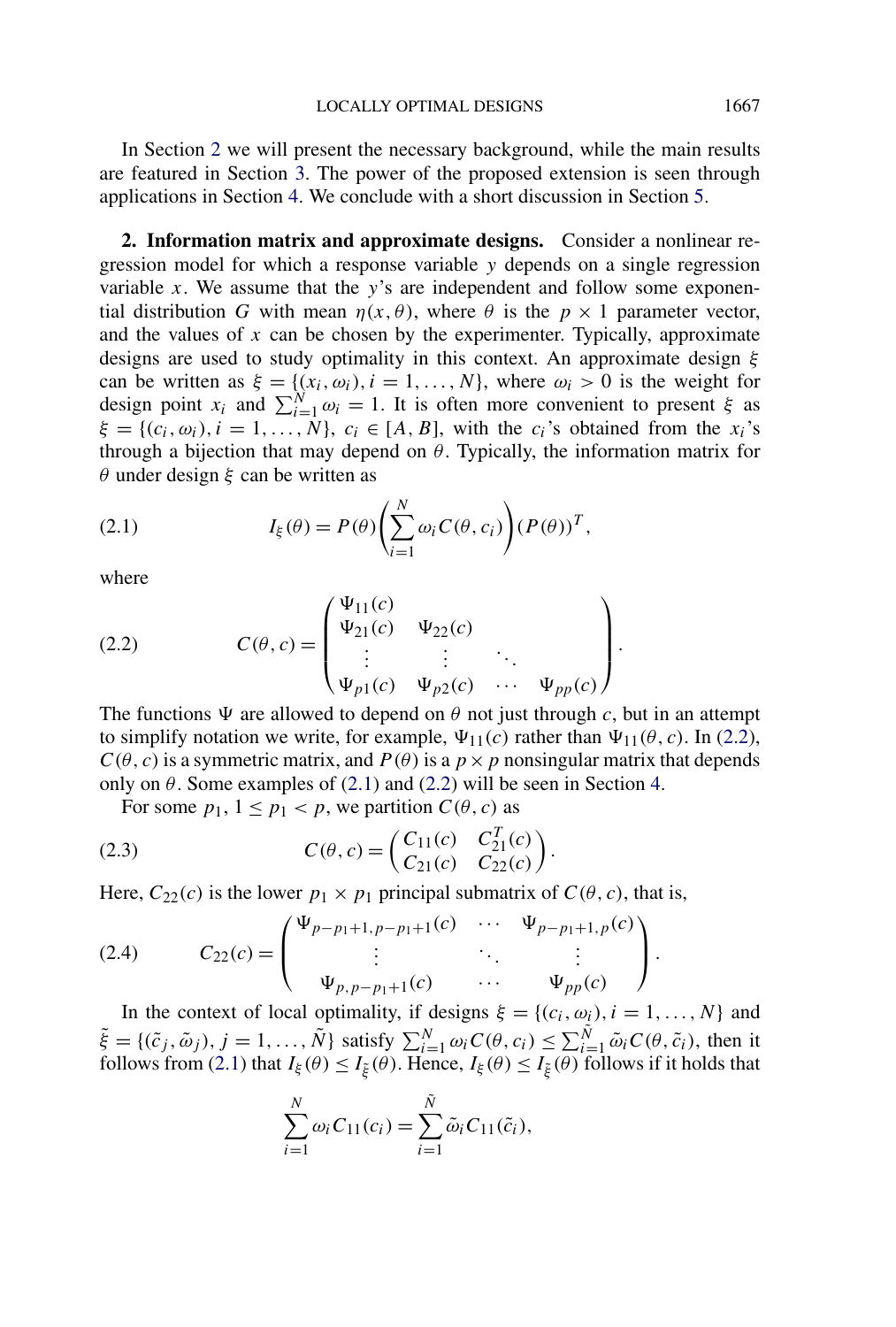In Section 2 we will present the necessary background, while the main results are featured in Section 3. The power of the proposed extension is seen through applications in Section 4. We conclude with a short discussion in Section 5.

## 2. Information matrix and approximate designs.

Consider a nonlinear regression model for which a response variable $y$ depends on a single regression variable $x$. We assume that the $y$'s are independent and follow some exponential distribution $G$ with mean $\eta(x, \theta)$, where $\theta$ is the $p \times 1$ parameter vector, and the values of $x$ can be chosen by the experimenter. Typically, approximate designs are used to study optimality in this context. An approximate design $\xi$ can be written as $\xi = \{(x_i, \omega_i), i = 1, \ldots, N\}$, where $\omega_i > 0$ is the weight for design point $x_i$ and $\sum_{i=1}^N \omega_i = 1$. It is often more convenient to present $\xi$ as $\xi = \{(c_i, \omega_i), i = 1, \ldots, N\}$, $c_i \in [A, B]$, with the $c_i$'s obtained from the $x_i$'s through a bijection that may depend on $\theta$. Typically, the information matrix for $\theta$ under design $\xi$ can be written as

$$I_\xi(\theta) = P(\theta)\left(\sum_{i=1}^N \omega_i C(\theta, c_i)\right)(P(\theta))^T, \tag{2.1}$$

where

$$C(\theta, c) = \begin{pmatrix} \Psi_{11}(c) & & & \\ \Psi_{21}(c) & \Psi_{22}(c) & & \\ \vdots & \vdots & \ddots & \\ \Psi_{p1}(c) & \Psi_{p2}(c) & \cdots & \Psi_{pp}(c) \end{pmatrix}. \tag{2.2}$$

The functions $\Psi$ are allowed to depend on $\theta$ not just through $c$, but in an attempt to simplify notation we write, for example, $\Psi_{11}(c)$ rather than $\Psi_{11}(\theta, c)$. In (2.2), $C(\theta, c)$ is a symmetric matrix, and $P(\theta)$ is a $p \times p$ nonsingular matrix that depends only on $\theta$. Some examples of (2.1) and (2.2) will be seen in Section 4.

For some $p_1$, $1 \le p_1 < p$, we partition $C(\theta, c)$ as

$$C(\theta, c) = \begin{pmatrix} C_{11}(c) & C_{21}^T(c) \\ C_{21}(c) & C_{22}(c) \end{pmatrix}. \tag{2.3}$$

Here, $C_{22}(c)$ is the lower $p_1 \times p_1$ principal submatrix of $C(\theta, c)$, that is,

$$C_{22}(c) = \begin{pmatrix} \Psi_{p-p_1+1, p-p_1+1}(c) & \cdots & \Psi_{p-p_1+1, p}(c) \\ \vdots & \ddots & \vdots \\ \Psi_{p, p-p_1+1}(c) & \cdots & \Psi_{pp}(c) \end{pmatrix}. \tag{2.4}$$

In the context of local optimality, if designs $\xi = \{(c_i, \omega_i), i = 1, \ldots, N\}$ and $\tilde{\xi} = \{(\tilde{c}_j, \tilde{\omega}_j), j = 1, \ldots, \tilde{N}\}$ satisfy $\sum_{i=1}^N \omega_i C(\theta, c_i) \le \sum_{i=1}^{\tilde{N}} \tilde{\omega}_i C(\theta, \tilde{c}_i)$, then it follows from (2.1) that $I_\xi(\theta) \le I_{\tilde{\xi}}(\theta)$. Hence, $I_\xi(\theta) \le I_{\tilde{\xi}}(\theta)$ follows if it holds that

$$\sum_{i=1}^N \omega_i C_{11}(c_i) = \sum_{i=1}^{\tilde{N}} \tilde{\omega}_i C_{11}(\tilde{c}_i),$$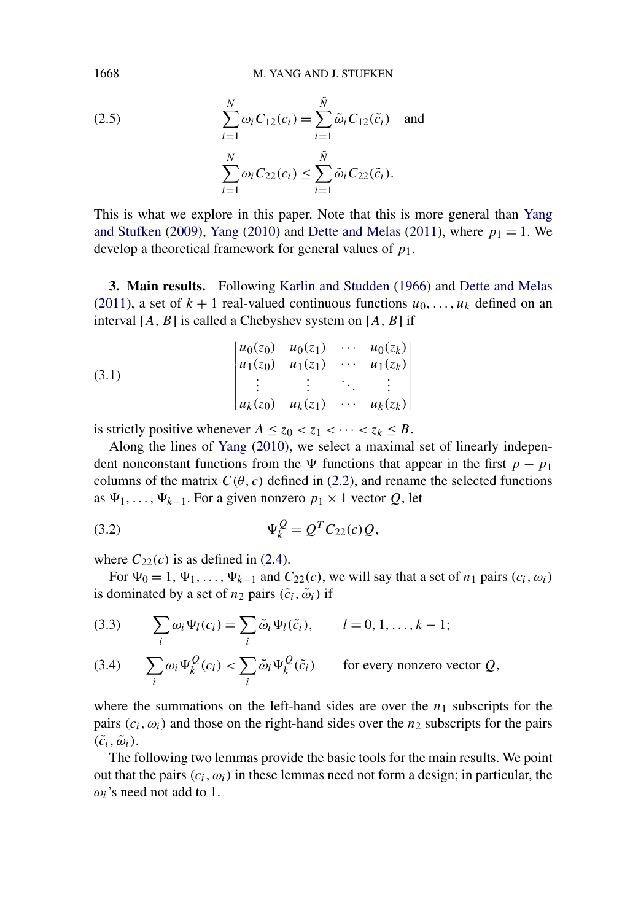$$\sum_{i=1}^{N} \omega_i C_{12}(c_i) = \sum_{i=1}^{\tilde{N}} \tilde{\omega}_i C_{12}(\tilde{c}_i) \quad \text{and} \tag{2.5}$$

$$\sum_{i=1}^{N} \omega_i C_{22}(c_i) \le \sum_{i=1}^{\tilde{N}} \tilde{\omega}_i C_{22}(\tilde{c}_i).$$

This is what we explore in this paper. Note that this is more general than Yang and Stufken (2009), Yang (2010) and Dette and Melas (2011), where $p_1 = 1$. We develop a theoretical framework for general values of $p_1$.

## 3. Main results.

Following Karlin and Studden (1966) and Dette and Melas (2011), a set of $k+1$ real-valued continuous functions $u_0, \ldots, u_k$ defined on an interval $[A, B]$ is called a Chebyshev system on $[A, B]$ if

$$\begin{vmatrix} u_0(z_0) & u_0(z_1) & \cdots & u_0(z_k) \\ u_1(z_0) & u_1(z_1) & \cdots & u_1(z_k) \\ \vdots & \vdots & \ddots & \vdots \\ u_k(z_0) & u_k(z_1) & \cdots & u_k(z_k) \end{vmatrix} \tag{3.1}$$

is strictly positive whenever $A \le z_0 < z_1 < \cdots < z_k \le B$.

Along the lines of Yang (2010), we select a maximal set of linearly independent nonconstant functions from the $\Psi$ functions that appear in the first $p - p_1$ columns of the matrix $C(\theta, c)$ defined in (2.2), and rename the selected functions as $\Psi_1, \ldots, \Psi_{k-1}$. For a given nonzero $p_1 \times 1$ vector $Q$, let

$$\Psi_k^Q = Q^T C_{22}(c) Q, \tag{3.2}$$

where $C_{22}(c)$ is as defined in (2.4).

For $\Psi_0 = 1, \Psi_1, \ldots, \Psi_{k-1}$ and $C_{22}(c)$, we will say that a set of $n_1$ pairs $(c_i, \omega_i)$ is dominated by a set of $n_2$ pairs $(\tilde{c}_i, \tilde{\omega}_i)$ if

$$\sum_i \omega_i \Psi_l(c_i) = \sum_i \tilde{\omega}_i \Psi_l(\tilde{c}_i), \qquad l = 0, 1, \ldots, k-1; \tag{3.3}$$

$$\sum_i \omega_i \Psi_k^Q(c_i) < \sum_i \tilde{\omega}_i \Psi_k^Q(\tilde{c}_i) \qquad \text{for every nonzero vector } Q, \tag{3.4}$$

where the summations on the left-hand sides are over the $n_1$ subscripts for the pairs $(c_i, \omega_i)$ and those on the right-hand sides over the $n_2$ subscripts for the pairs $(\tilde{c}_i, \tilde{\omega}_i)$.

The following two lemmas provide the basic tools for the main results. We point out that the pairs $(c_i, \omega_i)$ in these lemmas need not form a design; in particular, the $\omega_i$'s need not add to 1.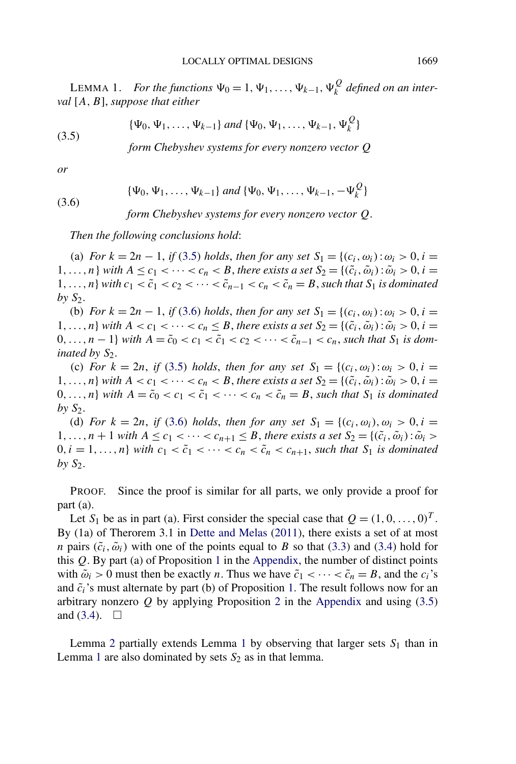LEMMA 1. *For the functions* $\Psi_0 = 1, \Psi_1, \dots, \Psi_{k-1}, \Psi_k^Q$ *defined on an interval* $[A, B]$, *suppose that either*

$$\{\Psi_0, \Psi_1, \dots, \Psi_{k-1}\} \text{ and } \{\Psi_0, \Psi_1, \dots, \Psi_{k-1}, \Psi_k^Q\} \tag{3.5}$$

*form Chebyshev systems for every nonzero vector* $Q$

*or*

$$\{\Psi_0, \Psi_1, \dots, \Psi_{k-1}\} \text{ and } \{\Psi_0, \Psi_1, \dots, \Psi_{k-1}, -\Psi_k^Q\} \tag{3.6}$$

*form Chebyshev systems for every nonzero vector* $Q$.

*Then the following conclusions hold*:

(a) *For* $k = 2n - 1$, *if* (3.5) *holds, then for any set* $S_1 = \{(c_i, \omega_i) : \omega_i > 0, i = 1, \dots, n\}$ *with* $A \le c_1 < \cdots < c_n < B$, *there exists a set* $S_2 = \{(\tilde{c}_i, \tilde{\omega}_i) : \tilde{\omega}_i > 0, i = 1, \dots, n\}$ *with* $c_1 < \tilde{c}_1 < c_2 < \cdots < \tilde{c}_{n-1} < c_n < \tilde{c}_n = B$, *such that* $S_1$ *is dominated by* $S_2$.

(b) *For* $k = 2n - 1$, *if* (3.6) *holds, then for any set* $S_1 = \{(c_i, \omega_i) : \omega_i > 0, i = 1, \dots, n\}$ *with* $A < c_1 < \cdots < c_n \le B$, *there exists a set* $S_2 = \{(\tilde{c}_i, \tilde{\omega}_i) : \tilde{\omega}_i > 0, i = 0, \dots, n-1\}$ *with* $A = \tilde{c}_0 < c_1 < \tilde{c}_1 < c_2 < \cdots < \tilde{c}_{n-1} < c_n$, *such that* $S_1$ *is dominated by* $S_2$.

(c) *For* $k = 2n$, *if* (3.5) *holds, then for any set* $S_1 = \{(c_i, \omega_i) : \omega_i > 0, i = 1, \dots, n\}$ *with* $A < c_1 < \cdots < c_n < B$, *there exists a set* $S_2 = \{(\tilde{c}_i, \tilde{\omega}_i) : \tilde{\omega}_i > 0, i = 0, \dots, n\}$ *with* $A = \tilde{c}_0 < c_1 < \tilde{c}_1 < \cdots < c_n < \tilde{c}_n = B$, *such that* $S_1$ *is dominated by* $S_2$.

(d) *For* $k = 2n$, *if* (3.6) *holds, then for any set* $S_1 = \{(c_i, \omega_i), \omega_i > 0, i = 1, \dots, n+1$ *with* $A \le c_1 < \cdots < c_{n+1} \le B$, *there exists a set* $S_2 = \{(\tilde{c}_i, \tilde{\omega}_i) : \tilde{\omega}_i > 0, i = 1, \dots, n\}$ *with* $c_1 < \tilde{c}_1 < \cdots < c_n < \tilde{c}_n < c_{n+1}$, *such that* $S_1$ *is dominated by* $S_2$.

PROOF. Since the proof is similar for all parts, we only provide a proof for part (a).

Let $S_1$ be as in part (a). First consider the special case that $Q = (1, 0, \dots, 0)^T$. By (1a) of Therorem 3.1 in Dette and Melas (2011), there exists a set of at most $n$ pairs $(\tilde{c}_i, \tilde{\omega}_i)$ with one of the points equal to $B$ so that (3.3) and (3.4) hold for this $Q$. By part (a) of Proposition 1 in the Appendix, the number of distinct points with $\tilde{\omega}_i > 0$ must then be exactly $n$. Thus we have $\tilde{c}_1 < \cdots < \tilde{c}_n = B$, and the $c_i$'s and $\tilde{c}_i$'s must alternate by part (b) of Proposition 1. The result follows now for an arbitrary nonzero $Q$ by applying Proposition 2 in the Appendix and using (3.5) and (3.4). □

Lemma 2 partially extends Lemma 1 by observing that larger sets $S_1$ than in Lemma 1 are also dominated by sets $S_2$ as in that lemma.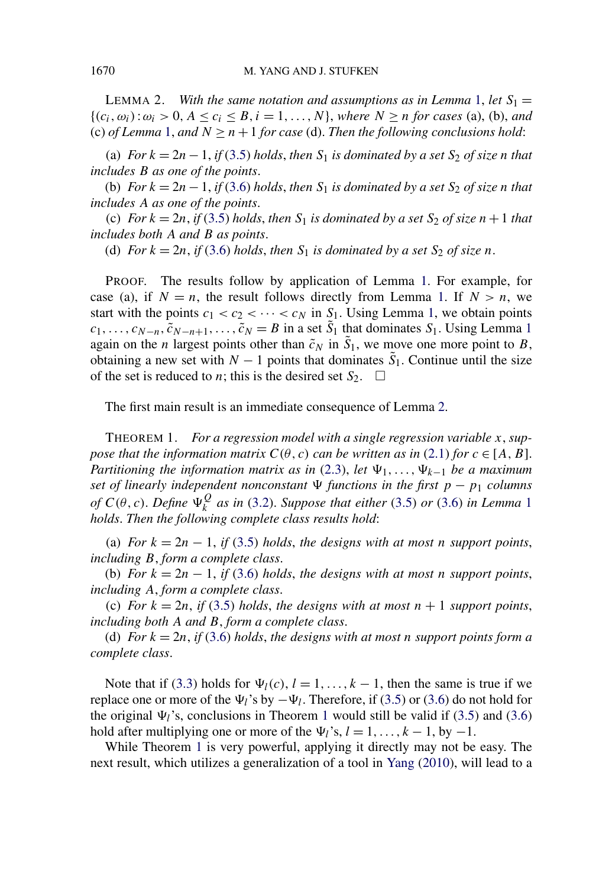LEMMA 2. *With the same notation and assumptions as in Lemma 1, let $S_1 = \{(c_i, \omega_i) : \omega_i > 0, A \le c_i \le B, i = 1, \dots, N\}$, where $N \ge n$ for cases* (a), (b), *and* (c) *of Lemma 1, and $N \ge n+1$ for case* (d). *Then the following conclusions hold*:

(a) *For $k = 2n-1$, if* (3.5) *holds, then $S_1$ is dominated by a set $S_2$ of size $n$ that includes $B$ as one of the points.*

(b) *For $k = 2n-1$, if* (3.6) *holds, then $S_1$ is dominated by a set $S_2$ of size $n$ that includes $A$ as one of the points.*

(c) *For $k = 2n$, if* (3.5) *holds, then $S_1$ is dominated by a set $S_2$ of size $n+1$ that includes both $A$ and $B$ as points.*

(d) *For $k = 2n$, if* (3.6) *holds, then $S_1$ is dominated by a set $S_2$ of size $n$.*

PROOF. The results follow by application of Lemma 1. For example, for case (a), if $N = n$, the result follows directly from Lemma 1. If $N > n$, we start with the points $c_1 < c_2 < \cdots < c_N$ in $S_1$. Using Lemma 1, we obtain points $c_1, \dots, c_{N-n}, \tilde{c}_{N-n+1}, \dots, \tilde{c}_N = B$ in a set $\tilde{S}_1$ that dominates $S_1$. Using Lemma 1 again on the $n$ largest points other than $\tilde{c}_N$ in $\tilde{S}_1$, we move one more point to $B$, obtaining a new set with $N-1$ points that dominates $\tilde{S}_1$. Continue until the size of the set is reduced to $n$; this is the desired set $S_2$. $\square$

The first main result is an immediate consequence of Lemma 2.

THEOREM 1. *For a regression model with a single regression variable $x$, suppose that the information matrix $C(\theta, c)$ can be written as in* (2.1) *for $c \in [A, B]$. Partitioning the information matrix as in* (2.3), *let $\Psi_1, \dots, \Psi_{k-1}$ be a maximum set of linearly independent nonconstant $\Psi$ functions in the first $p - p_1$ columns of $C(\theta, c)$. Define $\Psi_k^Q$ as in* (3.2). *Suppose that either* (3.5) *or* (3.6) *in Lemma 1 holds. Then the following complete class results hold*:

(a) *For $k = 2n-1$, if* (3.5) *holds, the designs with at most $n$ support points, including $B$, form a complete class.*

(b) *For $k = 2n-1$, if* (3.6) *holds, the designs with at most $n$ support points, including $A$, form a complete class.*

(c) *For $k = 2n$, if* (3.5) *holds, the designs with at most $n+1$ support points, including both $A$ and $B$, form a complete class.*

(d) *For $k = 2n$, if* (3.6) *holds, the designs with at most $n$ support points form a complete class.*

Note that if (3.3) holds for $\Psi_l(c)$, $l = 1, \dots, k-1$, then the same is true if we replace one or more of the $\Psi_l$'s by $-\Psi_l$. Therefore, if (3.5) or (3.6) do not hold for the original $\Psi_l$'s, conclusions in Theorem 1 would still be valid if (3.5) and (3.6) hold after multiplying one or more of the $\Psi_l$'s, $l = 1, \dots, k-1$, by $-1$.

While Theorem 1 is very powerful, applying it directly may not be easy. The next result, which utilizes a generalization of a tool in Yang (2010), will lead to a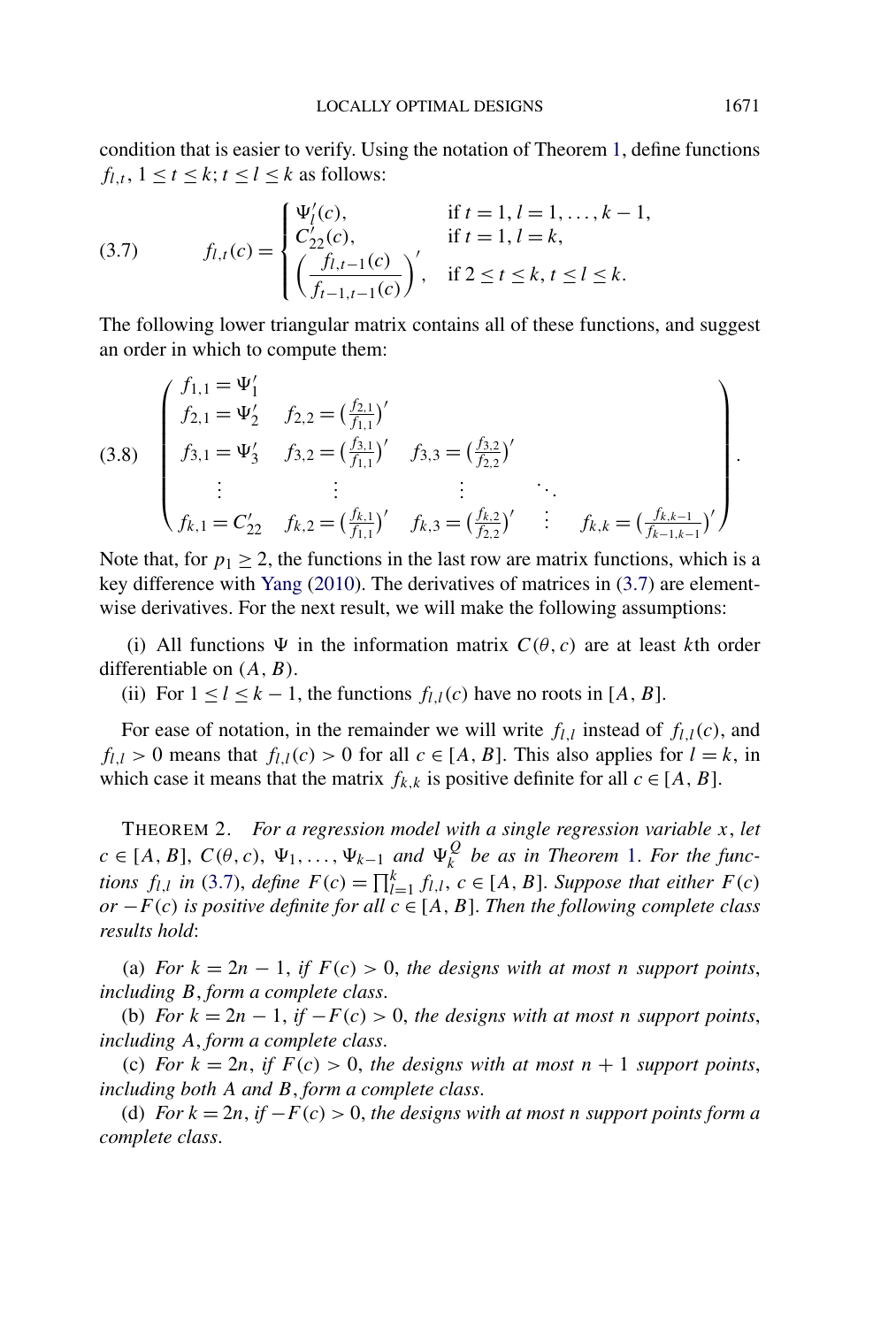condition that is easier to verify. Using the notation of Theorem 1, define functions $f_{l,t}$, $1 \le t \le k$; $t \le l \le k$ as follows:

$$
f_{l,t}(c) = \begin{cases} \Psi_l'(c), & \text{if } t = 1, l = 1, \dots, k-1, \\ C_{22}'(c), & \text{if } t = 1, l = k, \\ \left( \dfrac{f_{l,t-1}(c)}{f_{t-1,t-1}(c)} \right)', & \text{if } 2 \le t \le k, t \le l \le k. \end{cases} \tag{3.7}
$$

The following lower triangular matrix contains all of these functions, and suggest an order in which to compute them:

$$
\begin{pmatrix} f_{1,1} = \Psi_1' & & & & \\ f_{2,1} = \Psi_2' & f_{2,2} = (\frac{f_{2,1}}{f_{1,1}})' & & & \\ f_{3,1} = \Psi_3' & f_{3,2} = (\frac{f_{3,1}}{f_{1,1}})' & f_{3,3} = (\frac{f_{3,2}}{f_{2,2}})' & & \\ \vdots & \vdots & \vdots & \ddots & \\ f_{k,1} = C_{22}' & f_{k,2} = (\frac{f_{k,1}}{f_{1,1}})' & f_{k,3} = (\frac{f_{k,2}}{f_{2,2}})' & \vdots & f_{k,k} = (\frac{f_{k,k-1}}{f_{k-1,k-1}})' \end{pmatrix}. \tag{3.8}
$$

Note that, for $p_1 \ge 2$, the functions in the last row are matrix functions, which is a key difference with Yang (2010). The derivatives of matrices in (3.7) are elementwise derivatives. For the next result, we will make the following assumptions:

(i) All functions $\Psi$ in the information matrix $C(\theta, c)$ are at least $k$th order differentiable on $(A, B)$.

(ii) For $1 \le l \le k-1$, the functions $f_{l,l}(c)$ have no roots in $[A, B]$.

For ease of notation, in the remainder we will write $f_{l,l}$ instead of $f_{l,l}(c)$, and $f_{l,l} > 0$ means that $f_{l,l}(c) > 0$ for all $c \in [A, B]$. This also applies for $l = k$, in which case it means that the matrix $f_{k,k}$ is positive definite for all $c \in [A, B]$.

THEOREM 2. *For a regression model with a single regression variable $x$, let $c \in [A, B]$, $C(\theta, c)$, $\Psi_1, \dots, \Psi_{k-1}$ and $\Psi_k^Q$ be as in Theorem 1. For the functions $f_{l,l}$ in (3.7), define $F(c) = \prod_{l=1}^k f_{l,l}$, $c \in [A, B]$. Suppose that either $F(c)$ or $-F(c)$ is positive definite for all $c \in [A, B]$. Then the following complete class results hold*:

(a) *For $k = 2n-1$, if $F(c) > 0$, the designs with at most $n$ support points, including $B$, form a complete class.*

(b) *For $k = 2n-1$, if $-F(c) > 0$, the designs with at most $n$ support points, including $A$, form a complete class.*

(c) *For $k = 2n$, if $F(c) > 0$, the designs with at most $n+1$ support points, including both $A$ and $B$, form a complete class.*

(d) *For $k = 2n$, if $-F(c) > 0$, the designs with at most $n$ support points form a complete class.*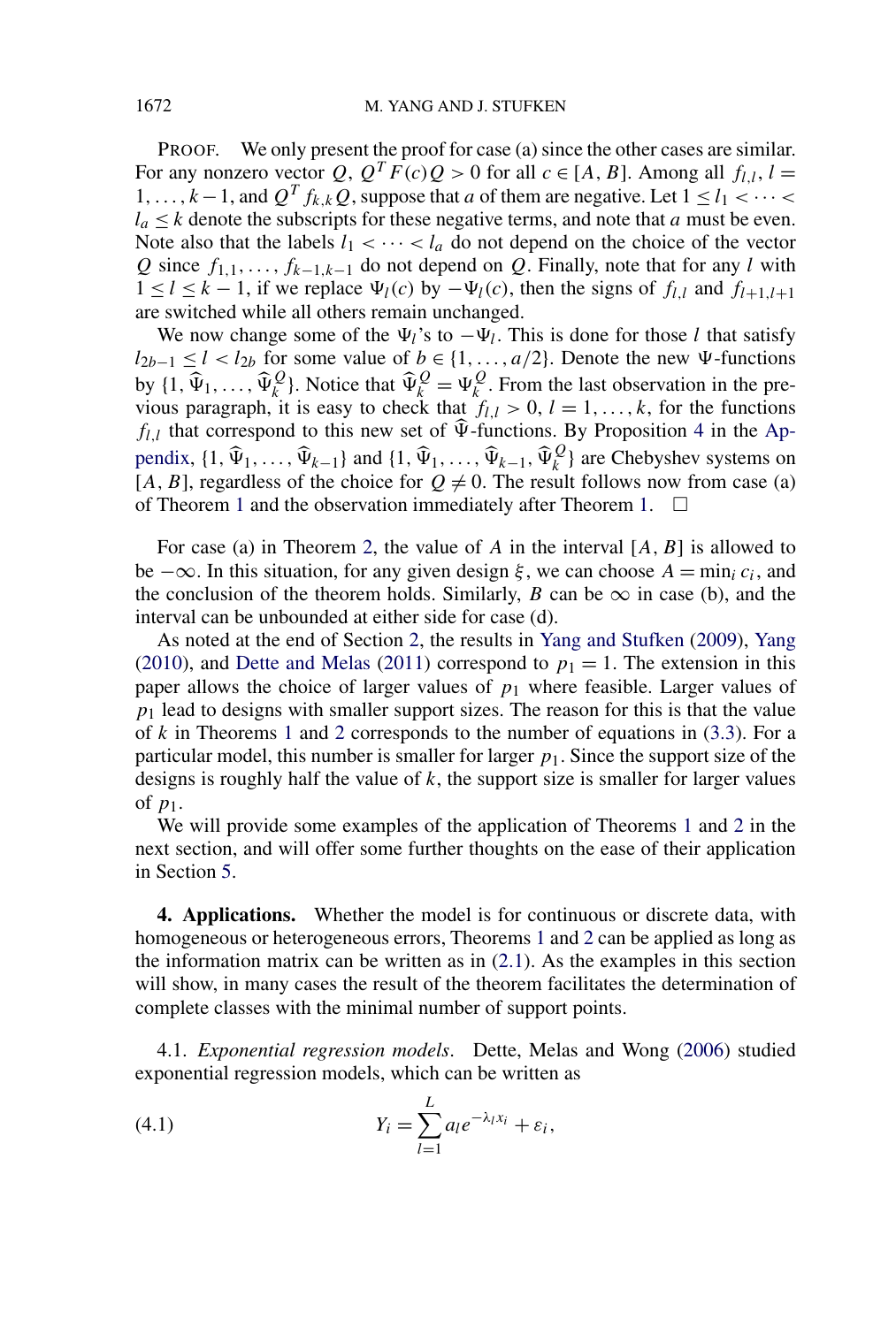PROOF. We only present the proof for case (a) since the other cases are similar. For any nonzero vector $Q$, $Q^T F(c) Q > 0$ for all $c \in [A, B]$. Among all $f_{l,l}$, $l = 1, \dots, k-1$, and $Q^T f_{k,k} Q$, suppose that $a$ of them are negative. Let $1 \le l_1 < \cdots < l_a \le k$ denote the subscripts for these negative terms, and note that $a$ must be even. Note also that the labels $l_1 < \cdots < l_a$ do not depend on the choice of the vector $Q$ since $f_{1,1}, \dots, f_{k-1,k-1}$ do not depend on $Q$. Finally, note that for any $l$ with $1 \le l \le k-1$, if we replace $\Psi_l(c)$ by $-\Psi_l(c)$, then the signs of $f_{l,l}$ and $f_{l+1,l+1}$ are switched while all others remain unchanged.

We now change some of the $\Psi_l$'s to $-\Psi_l$. This is done for those $l$ that satisfy $l_{2b-1} \le l < l_{2b}$ for some value of $b \in \{1, \dots, a/2\}$. Denote the new $\Psi$-functions by $\{1, \widehat{\Psi}_1, \dots, \widehat{\Psi}_k^Q\}$. Notice that $\widehat{\Psi}_k^Q = \Psi_k^Q$. From the last observation in the previous paragraph, it is easy to check that $f_{l,l} > 0$, $l = 1, \dots, k$, for the functions $f_{l,l}$ that correspond to this new set of $\widehat{\Psi}$-functions. By Proposition 4 in the Appendix, $\{1, \widehat{\Psi}_1, \dots, \widehat{\Psi}_{k-1}\}$ and $\{1, \widehat{\Psi}_1, \dots, \widehat{\Psi}_{k-1}, \widehat{\Psi}_k^Q\}$ are Chebyshev systems on $[A, B]$, regardless of the choice for $Q \ne 0$. The result follows now from case (a) of Theorem 1 and the observation immediately after Theorem 1. $\square$

For case (a) in Theorem 2, the value of $A$ in the interval $[A, B]$ is allowed to be $-\infty$. In this situation, for any given design $\xi$, we can choose $A = \min_i c_i$, and the conclusion of the theorem holds. Similarly, $B$ can be $\infty$ in case (b), and the interval can be unbounded at either side for case (d).

As noted at the end of Section 2, the results in Yang and Stufken (2009), Yang (2010), and Dette and Melas (2011) correspond to $p_1 = 1$. The extension in this paper allows the choice of larger values of $p_1$ where feasible. Larger values of $p_1$ lead to designs with smaller support sizes. The reason for this is that the value of $k$ in Theorems 1 and 2 corresponds to the number of equations in (3.3). For a particular model, this number is smaller for larger $p_1$. Since the support size of the designs is roughly half the value of $k$, the support size is smaller for larger values of $p_1$.

We will provide some examples of the application of Theorems 1 and 2 in the next section, and will offer some further thoughts on the ease of their application in Section 5.

## 4. Applications.

Whether the model is for continuous or discrete data, with homogeneous or heterogeneous errors, Theorems 1 and 2 can be applied as long as the information matrix can be written as in (2.1). As the examples in this section will show, in many cases the result of the theorem facilitates the determination of complete classes with the minimal number of support points.

### 4.1. *Exponential regression models.*

Dette, Melas and Wong (2006) studied exponential regression models, which can be written as

$$Y_i = \sum_{l=1}^{L} a_l e^{-\lambda_l x_i} + \varepsilon_i, \tag{4.1}$$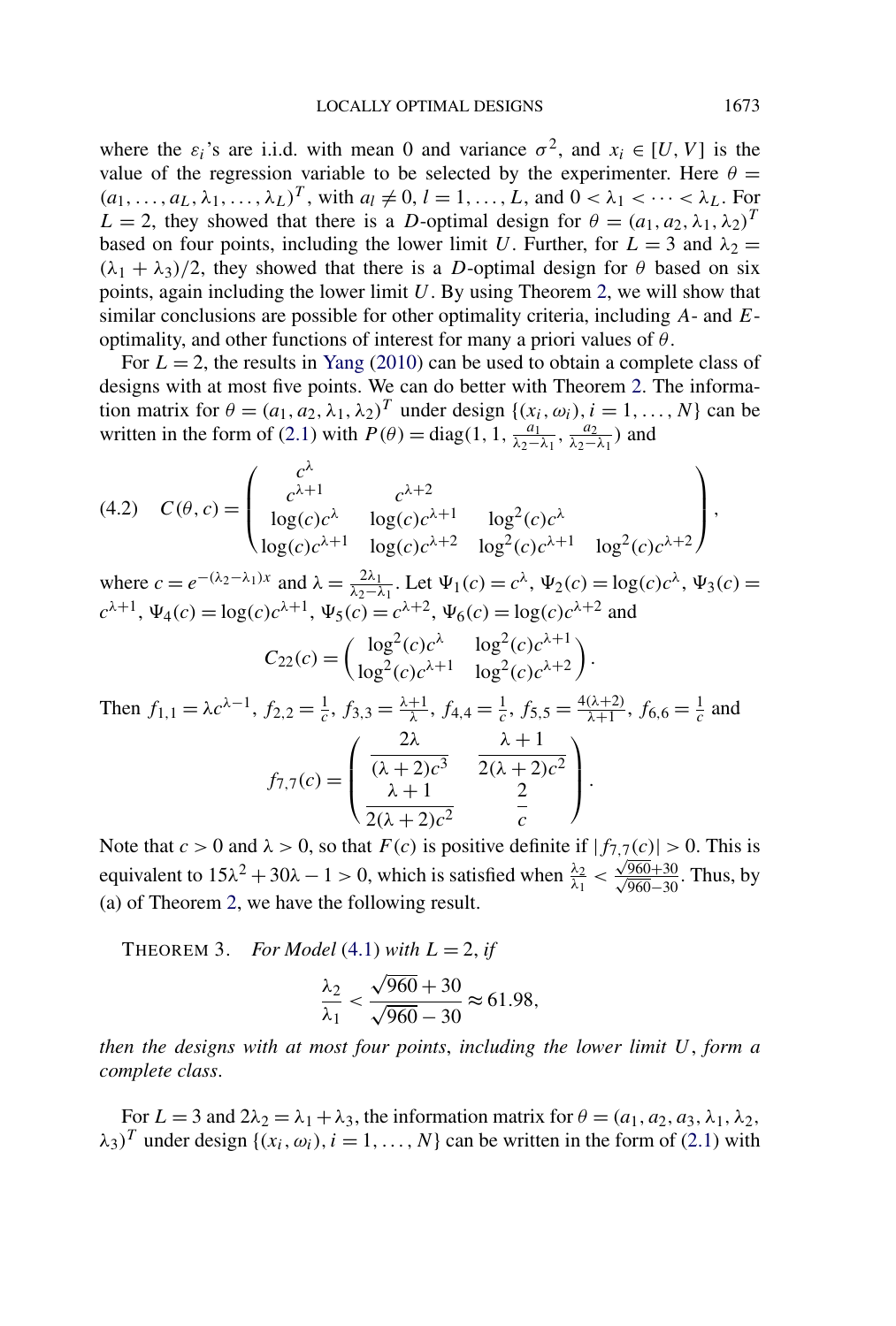where the $\varepsilon_i$'s are i.i.d. with mean 0 and variance $\sigma^2$, and $x_i \in [U, V]$ is the value of the regression variable to be selected by the experimenter. Here $\theta = (a_1, \dots, a_L, \lambda_1, \dots, \lambda_L)^T$, with $a_l \neq 0$, $l = 1, \dots, L$, and $0 < \lambda_1 < \cdots < \lambda_L$. For $L = 2$, they showed that there is a $D$-optimal design for $\theta = (a_1, a_2, \lambda_1, \lambda_2)^T$ based on four points, including the lower limit $U$. Further, for $L = 3$ and $\lambda_2 = (\lambda_1 + \lambda_3)/2$, they showed that there is a $D$-optimal design for $\theta$ based on six points, again including the lower limit $U$. By using Theorem 2, we will show that similar conclusions are possible for other optimality criteria, including $A$- and $E$-optimality, and other functions of interest for many a priori values of $\theta$.

For $L = 2$, the results in Yang (2010) can be used to obtain a complete class of designs with at most five points. We can do better with Theorem 2. The information matrix for $\theta = (a_1, a_2, \lambda_1, \lambda_2)^T$ under design $\{(x_i, \omega_i), i = 1, \dots, N\}$ can be written in the form of (2.1) with $P(\theta) = \operatorname{diag}(1, 1, \frac{a_1}{\lambda_2 - \lambda_1}, \frac{a_2}{\lambda_2 - \lambda_1})$ and

$$
C(\theta, c) = \begin{pmatrix} c^{\lambda} & & & \\ c^{\lambda+1} & c^{\lambda+2} & & \\ \log(c)c^{\lambda} & \log(c)c^{\lambda+1} & \log^2(c)c^{\lambda} & \\ \log(c)c^{\lambda+1} & \log(c)c^{\lambda+2} & \log^2(c)c^{\lambda+1} & \log^2(c)c^{\lambda+2} \end{pmatrix}, \tag{4.2}
$$

where $c = e^{-(\lambda_2 - \lambda_1)x}$ and $\lambda = \frac{2\lambda_1}{\lambda_2 - \lambda_1}$. Let $\Psi_1(c) = c^{\lambda}$, $\Psi_2(c) = \log(c)c^{\lambda}$, $\Psi_3(c) = c^{\lambda+1}$, $\Psi_4(c) = \log(c)c^{\lambda+1}$, $\Psi_5(c) = c^{\lambda+2}$, $\Psi_6(c) = \log(c)c^{\lambda+2}$ and

$$
C_{22}(c) = \begin{pmatrix} \log^2(c)c^{\lambda} & \log^2(c)c^{\lambda+1} \\ \log^2(c)c^{\lambda+1} & \log^2(c)c^{\lambda+2} \end{pmatrix}.
$$

Then $f_{1,1} = \lambda c^{\lambda-1}$, $f_{2,2} = \frac{1}{c}$, $f_{3,3} = \frac{\lambda+1}{\lambda}$, $f_{4,4} = \frac{1}{c}$, $f_{5,5} = \frac{4(\lambda+2)}{\lambda+1}$, $f_{6,6} = \frac{1}{c}$ and

$$
f_{7,7}(c) = \begin{pmatrix} \dfrac{2\lambda}{(\lambda+2)c^3} & \dfrac{\lambda+1}{2(\lambda+2)c^2} \\ \dfrac{\lambda+1}{2(\lambda+2)c^2} & \dfrac{2}{c} \end{pmatrix}.
$$

Note that $c > 0$ and $\lambda > 0$, so that $F(c)$ is positive definite if $|f_{7,7}(c)| > 0$. This is equivalent to $15\lambda^2 + 30\lambda - 1 > 0$, which is satisfied when $\frac{\lambda_2}{\lambda_1} < \frac{\sqrt{960}+30}{\sqrt{960}-30}$. Thus, by (a) of Theorem 2, we have the following result.

THEOREM 3. *For Model* (4.1) *with* $L = 2$, *if*

$$
\frac{\lambda_2}{\lambda_1} < \frac{\sqrt{960}+30}{\sqrt{960}-30} \approx 61.98,
$$

*then the designs with at most four points*, *including the lower limit* $U$, *form a complete class.*

For $L = 3$ and $2\lambda_2 = \lambda_1 + \lambda_3$, the information matrix for $\theta = (a_1, a_2, a_3, \lambda_1, \lambda_2, \lambda_3)^T$ under design $\{(x_i, \omega_i), i = 1, \dots, N\}$ can be written in the form of (2.1) with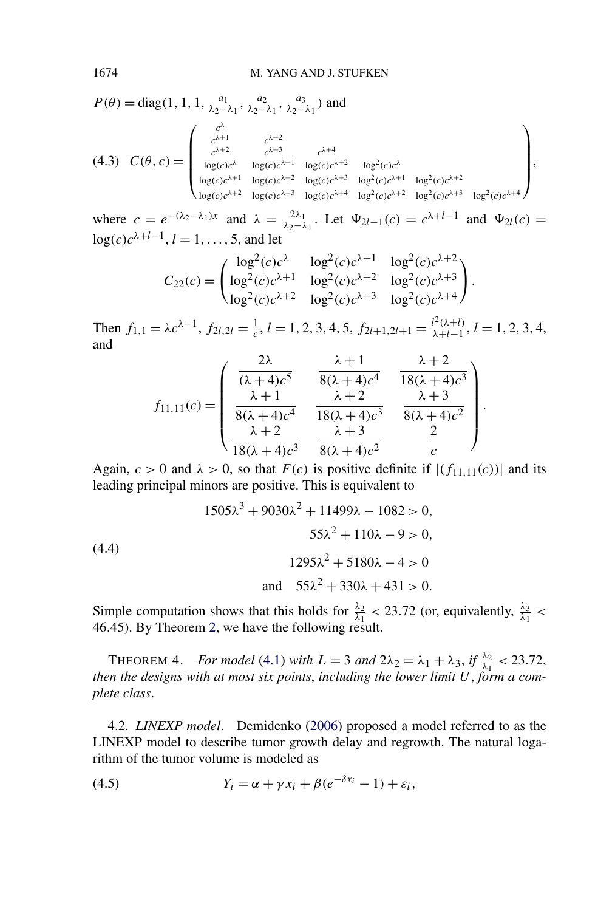$P(\theta) = \text{diag}(1, 1, 1, \frac{a_1}{\lambda_2-\lambda_1}, \frac{a_2}{\lambda_2-\lambda_1}, \frac{a_3}{\lambda_2-\lambda_1})$ and

$$
(4.3)\quad C(\theta, c) = \begin{pmatrix}
c^{\lambda} & & & & & \\
c^{\lambda+1} & c^{\lambda+2} & & & & \\
c^{\lambda+2} & c^{\lambda+3} & c^{\lambda+4} & & & \\
\log(c)c^{\lambda} & \log(c)c^{\lambda+1} & \log(c)c^{\lambda+2} & \log^2(c)c^{\lambda} & & \\
\log(c)c^{\lambda+1} & \log(c)c^{\lambda+2} & \log(c)c^{\lambda+3} & \log^2(c)c^{\lambda+1} & \log^2(c)c^{\lambda+2} & \\
\log(c)c^{\lambda+2} & \log(c)c^{\lambda+3} & \log(c)c^{\lambda+4} & \log^2(c)c^{\lambda+2} & \log^2(c)c^{\lambda+3} & \log^2(c)c^{\lambda+4}
\end{pmatrix},
$$

where $c = e^{-(\lambda_2-\lambda_1)x}$ and $\lambda = \frac{2\lambda_1}{\lambda_2-\lambda_1}$. Let $\Psi_{2l-1}(c) = c^{\lambda+l-1}$ and $\Psi_{2l}(c) = \log(c)c^{\lambda+l-1}$, $l = 1, \ldots, 5$, and let

$$
C_{22}(c) = \begin{pmatrix}
\log^2(c)c^{\lambda} & \log^2(c)c^{\lambda+1} & \log^2(c)c^{\lambda+2} \\
\log^2(c)c^{\lambda+1} & \log^2(c)c^{\lambda+2} & \log^2(c)c^{\lambda+3} \\
\log^2(c)c^{\lambda+2} & \log^2(c)c^{\lambda+3} & \log^2(c)c^{\lambda+4}
\end{pmatrix}.
$$

Then $f_{1,1} = \lambda c^{\lambda-1}$, $f_{2l,2l} = \frac{1}{c}$, $l = 1, 2, 3, 4, 5$, $f_{2l+1,2l+1} = \frac{l^2(\lambda+l)}{\lambda+l-1}$, $l = 1, 2, 3, 4$, and

$$
f_{11,11}(c) = \begin{pmatrix}
\dfrac{2\lambda}{(\lambda+4)c^5} & \dfrac{\lambda+1}{8(\lambda+4)c^4} & \dfrac{\lambda+2}{18(\lambda+4)c^3} \\
\dfrac{\lambda+1}{8(\lambda+4)c^4} & \dfrac{\lambda+2}{18(\lambda+4)c^3} & \dfrac{\lambda+3}{8(\lambda+4)c^2} \\
\dfrac{\lambda+2}{18(\lambda+4)c^3} & \dfrac{\lambda+3}{8(\lambda+4)c^2} & \dfrac{2}{c}
\end{pmatrix}.
$$

Again, $c > 0$ and $\lambda > 0$, so that $F(c)$ is positive definite if $|(f_{11,11}(c))|$ and its leading principal minors are positive. This is equivalent to

$$
(4.4)\quad
\begin{aligned}
1505\lambda^3 + 9030\lambda^2 + 11499\lambda - 1082 &> 0, \\
55\lambda^2 + 110\lambda - 9 &> 0, \\
1295\lambda^2 + 5180\lambda - 4 &> 0 \\
\text{and}\quad 55\lambda^2 + 330\lambda + 431 &> 0.
\end{aligned}
$$

Simple computation shows that this holds for $\frac{\lambda_2}{\lambda_1} < 23.72$ (or, equivalently, $\frac{\lambda_3}{\lambda_1} < 46.45$). By Theorem 2, we have the following result.

THEOREM 4. *For model* (4.1) *with $L = 3$ and $2\lambda_2 = \lambda_1 + \lambda_3$, if $\frac{\lambda_2}{\lambda_1} < 23.72$, then the designs with at most six points, including the lower limit $U$, form a complete class.*

4.2. *LINEXP model*. Demidenko (2006) proposed a model referred to as the LINEXP model to describe tumor growth delay and regrowth. The natural logarithm of the tumor volume is modeled as

$$
(4.5)\qquad Y_i = \alpha + \gamma x_i + \beta(e^{-\delta x_i} - 1) + \varepsilon_i,
$$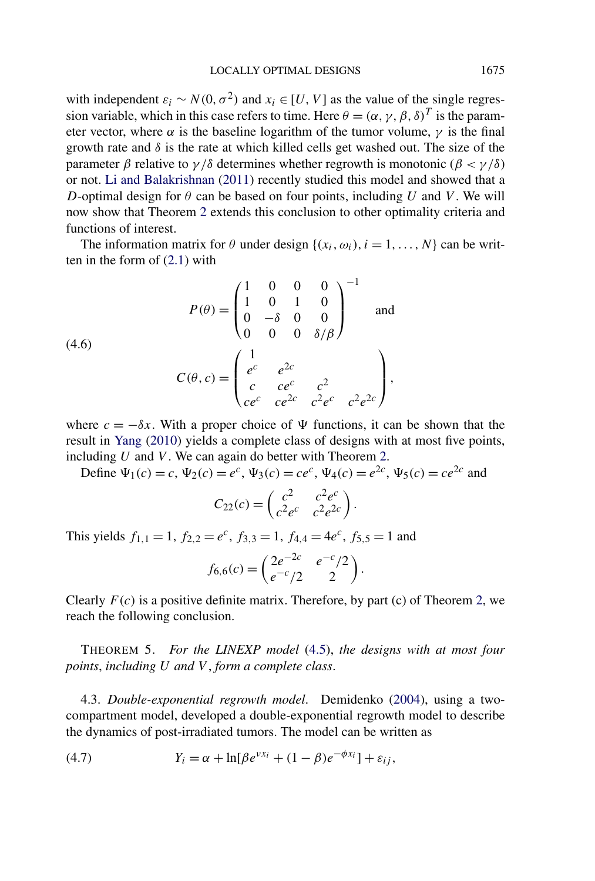with independent $\varepsilon_i \sim N(0, \sigma^2)$ and $x_i \in [U, V]$ as the value of the single regression variable, which in this case refers to time. Here $\theta = (\alpha, \gamma, \beta, \delta)^T$ is the parameter vector, where $\alpha$ is the baseline logarithm of the tumor volume, $\gamma$ is the final growth rate and $\delta$ is the rate at which killed cells get washed out. The size of the parameter $\beta$ relative to $\gamma/\delta$ determines whether regrowth is monotonic ($\beta < \gamma/\delta$) or not. Li and Balakrishnan (2011) recently studied this model and showed that a $D$-optimal design for $\theta$ can be based on four points, including $U$ and $V$. We will now show that Theorem 2 extends this conclusion to other optimality criteria and functions of interest.

The information matrix for $\theta$ under design $\{(x_i, \omega_i), i = 1, \dots, N\}$ can be written in the form of (2.1) with

$$P(\theta) = \begin{pmatrix} 1 & 0 & 0 & 0 \\ 1 & 0 & 1 & 0 \\ 0 & -\delta & 0 & 0 \\ 0 & 0 & 0 & \delta/\beta \end{pmatrix}^{-1} \quad \text{and}$$

$$C(\theta, c) = \begin{pmatrix} 1 & & & \\ e^c & e^{2c} & & \\ c & ce^c & c^2 & \\ ce^c & ce^{2c} & c^2 e^c & c^2 e^{2c} \end{pmatrix}, \tag{4.6}$$

where $c = -\delta x$. With a proper choice of $\Psi$ functions, it can be shown that the result in Yang (2010) yields a complete class of designs with at most five points, including $U$ and $V$. We can again do better with Theorem 2.

Define $\Psi_1(c) = c$, $\Psi_2(c) = e^c$, $\Psi_3(c) = ce^c$, $\Psi_4(c) = e^{2c}$, $\Psi_5(c) = ce^{2c}$ and

$$C_{22}(c) = \begin{pmatrix} c^2 & c^2 e^c \\ c^2 e^c & c^2 e^{2c} \end{pmatrix}.$$

This yields $f_{1,1} = 1$, $f_{2,2} = e^c$, $f_{3,3} = 1$, $f_{4,4} = 4e^c$, $f_{5,5} = 1$ and

$$f_{6,6}(c) = \begin{pmatrix} 2e^{-2c} & e^{-c}/2 \\ e^{-c}/2 & 2 \end{pmatrix}.$$

Clearly $F(c)$ is a positive definite matrix. Therefore, by part (c) of Theorem 2, we reach the following conclusion.

THEOREM 5. *For the LINEXP model* (4.5), *the designs with at most four points*, *including $U$ and $V$*, *form a complete class*.

### 4.3. *Double-exponential regrowth model*.

Demidenko (2004), using a two-compartment model, developed a double-exponential regrowth model to describe the dynamics of post-irradiated tumors. The model can be written as

$$Y_i = \alpha + \ln[\beta e^{\nu x_i} + (1 - \beta)e^{-\phi x_i}] + \varepsilon_{ij}, \tag{4.7}$$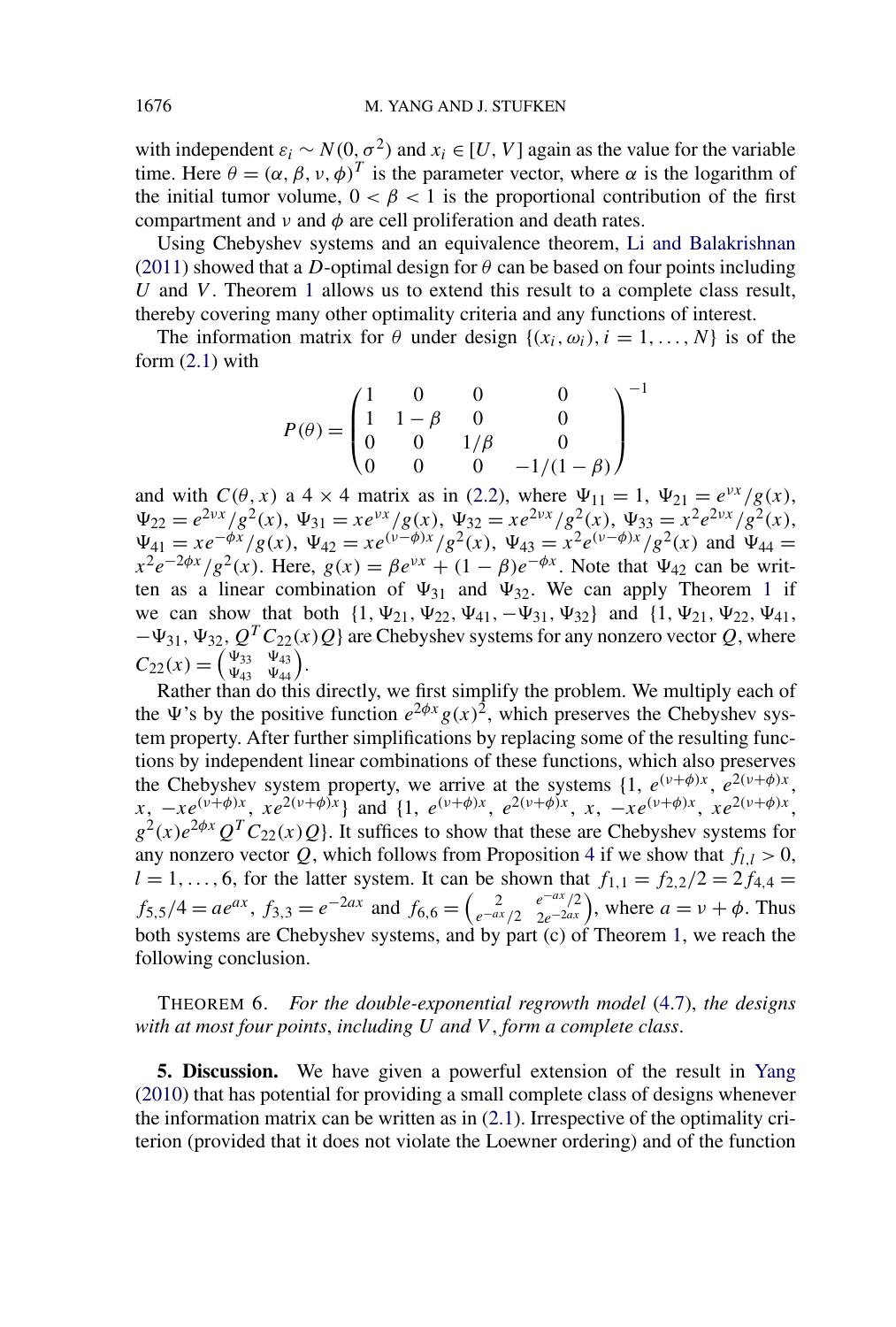with independent $\varepsilon_i \sim N(0, \sigma^2)$ and $x_i \in [U, V]$ again as the value for the variable time. Here $\theta = (\alpha, \beta, \nu, \phi)^T$ is the parameter vector, where $\alpha$ is the logarithm of the initial tumor volume, $0 < \beta < 1$ is the proportional contribution of the first compartment and $\nu$ and $\phi$ are cell proliferation and death rates.

Using Chebyshev systems and an equivalence theorem, Li and Balakrishnan (2011) showed that a $D$-optimal design for $\theta$ can be based on four points including $U$ and $V$. Theorem 1 allows us to extend this result to a complete class result, thereby covering many other optimality criteria and any functions of interest.

The information matrix for $\theta$ under design $\{(x_i, \omega_i), i = 1, \ldots, N\}$ is of the form (2.1) with

$$P(\theta) = \begin{pmatrix} 1 & 0 & 0 & 0 \\ 1 & 1-\beta & 0 & 0 \\ 0 & 0 & 1/\beta & 0 \\ 0 & 0 & 0 & -1/(1-\beta) \end{pmatrix}^{-1}$$

and with $C(\theta, x)$ a $4 \times 4$ matrix as in (2.2), where $\Psi_{11} = 1$, $\Psi_{21} = e^{\nu x}/g(x)$, $\Psi_{22} = e^{2\nu x}/g^2(x)$, $\Psi_{31} = xe^{\nu x}/g(x)$, $\Psi_{32} = xe^{2\nu x}/g^2(x)$, $\Psi_{33} = x^2e^{2\nu x}/g^2(x)$, $\Psi_{41} = xe^{-\phi x}/g(x)$, $\Psi_{42} = xe^{(\nu-\phi)x}/g^2(x)$, $\Psi_{43} = x^2e^{(\nu-\phi)x}/g^2(x)$ and $\Psi_{44} = x^2e^{-2\phi x}/g^2(x)$. Here, $g(x) = \beta e^{\nu x} + (1-\beta)e^{-\phi x}$. Note that $\Psi_{42}$ can be written as a linear combination of $\Psi_{31}$ and $\Psi_{32}$. We can apply Theorem 1 if we can show that both $\{1, \Psi_{21}, \Psi_{22}, \Psi_{41}, -\Psi_{31}, \Psi_{32}\}$ and $\{1, \Psi_{21}, \Psi_{22}, \Psi_{41}, -\Psi_{31}, \Psi_{32}, Q^T C_{22}(x) Q\}$ are Chebyshev systems for any nonzero vector $Q$, where $C_{22}(x) = \begin{pmatrix} \Psi_{33} & \Psi_{43} \\ \Psi_{43} & \Psi_{44} \end{pmatrix}$.

Rather than do this directly, we first simplify the problem. We multiply each of the $\Psi$'s by the positive function $e^{2\phi x}g(x)^2$, which preserves the Chebyshev system property. After further simplifications by replacing some of the resulting functions by independent linear combinations of these functions, which also preserves the Chebyshev system property, we arrive at the systems $\{1, e^{(\nu+\phi)x}, e^{2(\nu+\phi)x}, x, -xe^{(\nu+\phi)x}, xe^{2(\nu+\phi)x}\}$ and $\{1, e^{(\nu+\phi)x}, e^{2(\nu+\phi)x}, x, -xe^{(\nu+\phi)x}, xe^{2(\nu+\phi)x}, g^2(x)e^{2\phi x} Q^T C_{22}(x) Q\}$. It suffices to show that these are Chebyshev systems for any nonzero vector $Q$, which follows from Proposition 4 if we show that $f_{l,l} > 0$, $l = 1, \ldots, 6$, for the latter system. It can be shown that $f_{1,1} = f_{2,2}/2 = 2f_{4,4} = f_{5,5}/4 = ae^{ax}$, $f_{3,3} = e^{-2ax}$ and $f_{6,6} = \begin{pmatrix} 2 & e^{-ax}/2 \\ e^{-ax}/2 & 2e^{-2ax} \end{pmatrix}$, where $a = \nu + \phi$. Thus both systems are Chebyshev systems, and by part (c) of Theorem 1, we reach the following conclusion.

THEOREM 6. *For the double-exponential regrowth model* (4.7), *the designs with at most four points*, *including* $U$ *and* $V$, *form a complete class*.

## 5. Discussion.

We have given a powerful extension of the result in Yang (2010) that has potential for providing a small complete class of designs whenever the information matrix can be written as in (2.1). Irrespective of the optimality criterion (provided that it does not violate the Loewner ordering) and of the function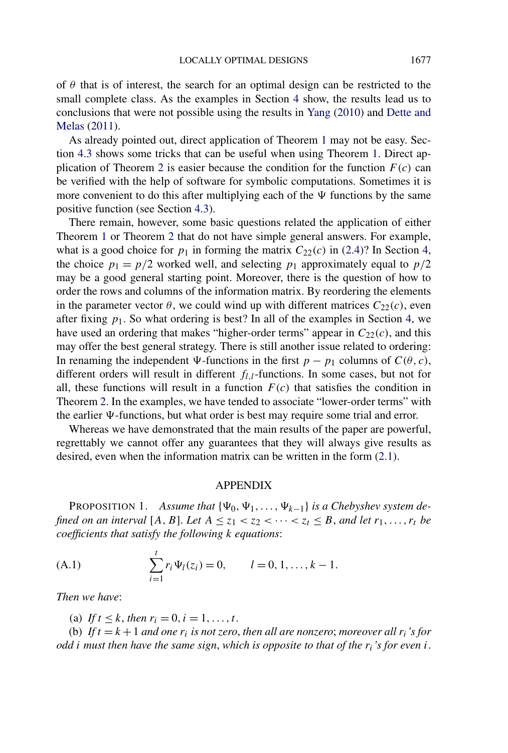of $\theta$ that is of interest, the search for an optimal design can be restricted to the small complete class. As the examples in Section 4 show, the results lead us to conclusions that were not possible using the results in Yang (2010) and Dette and Melas (2011).

As already pointed out, direct application of Theorem 1 may not be easy. Section 4.3 shows some tricks that can be useful when using Theorem 1. Direct application of Theorem 2 is easier because the condition for the function $F(c)$ can be verified with the help of software for symbolic computations. Sometimes it is more convenient to do this after multiplying each of the $\Psi$ functions by the same positive function (see Section 4.3).

There remain, however, some basic questions related the application of either Theorem 1 or Theorem 2 that do not have simple general answers. For example, what is a good choice for $p_1$ in forming the matrix $C_{22}(c)$ in (2.4)? In Section 4, the choice $p_1 = p/2$ worked well, and selecting $p_1$ approximately equal to $p/2$ may be a good general starting point. Moreover, there is the question of how to order the rows and columns of the information matrix. By reordering the elements in the parameter vector $\theta$, we could wind up with different matrices $C_{22}(c)$, even after fixing $p_1$. So what ordering is best? In all of the examples in Section 4, we have used an ordering that makes "higher-order terms" appear in $C_{22}(c)$, and this may offer the best general strategy. There is still another issue related to ordering: In renaming the independent $\Psi$-functions in the first $p - p_1$ columns of $C(\theta, c)$, different orders will result in different $f_{l,l}$-functions. In some cases, but not for all, these functions will result in a function $F(c)$ that satisfies the condition in Theorem 2. In the examples, we have tended to associate "lower-order terms" with the earlier $\Psi$-functions, but what order is best may require some trial and error.

Whereas we have demonstrated that the main results of the paper are powerful, regrettably we cannot offer any guarantees that they will always give results as desired, even when the information matrix can be written in the form (2.1).

## APPENDIX

PROPOSITION 1. *Assume that $\{\Psi_0, \Psi_1, \ldots, \Psi_{k-1}\}$ is a Chebyshev system defined on an interval $[A, B]$. Let $A \le z_1 < z_2 < \cdots < z_t \le B$, and let $r_1, \ldots, r_t$ be coefficients that satisfy the following $k$ equations*:

$$\sum_{i=1}^{t} r_i \Psi_l(z_i) = 0, \qquad l = 0, 1, \ldots, k-1. \tag{A.1}$$

*Then we have*:

(a) *If $t \le k$, then $r_i = 0$, $i = 1, \ldots, t$.*

(b) *If $t = k+1$ and one $r_i$ is not zero, then all are nonzero; moreover all $r_i$'s for odd $i$ must then have the same sign, which is opposite to that of the $r_i$'s for even $i$.*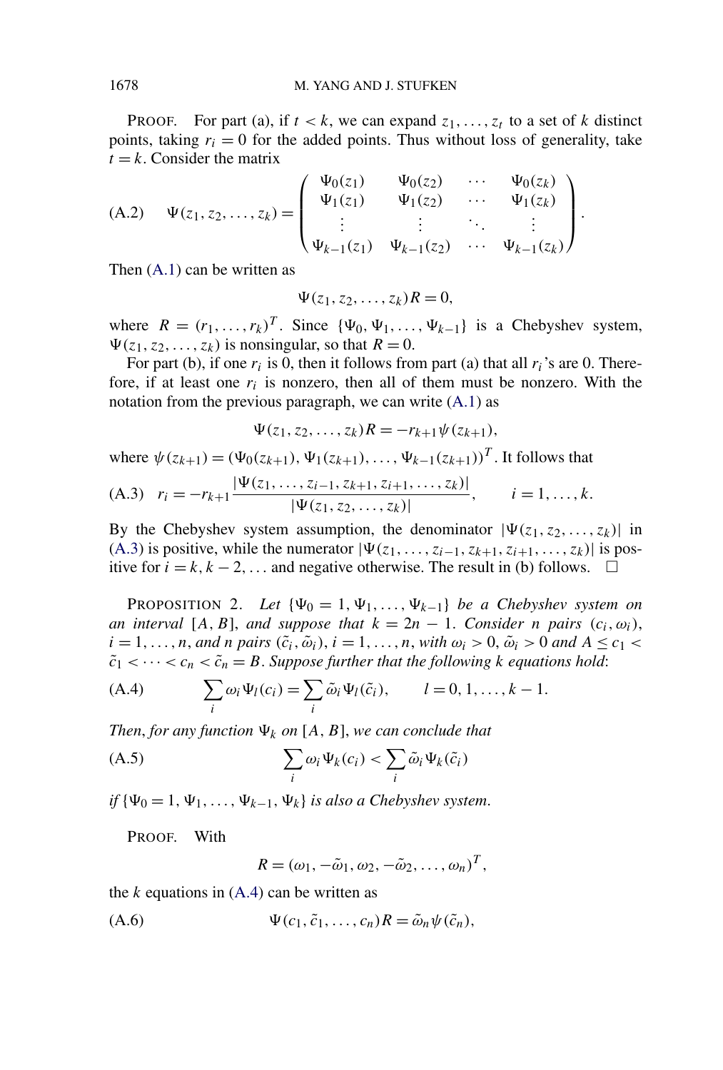PROOF. For part (a), if $t < k$, we can expand $z_1, \dots, z_t$ to a set of $k$ distinct points, taking $r_i = 0$ for the added points. Thus without loss of generality, take $t = k$. Consider the matrix

$$\Psi(z_1, z_2, \dots, z_k) = \begin{pmatrix} \Psi_0(z_1) & \Psi_0(z_2) & \cdots & \Psi_0(z_k) \\ \Psi_1(z_1) & \Psi_1(z_2) & \cdots & \Psi_1(z_k) \\ \vdots & \vdots & \ddots & \vdots \\ \Psi_{k-1}(z_1) & \Psi_{k-1}(z_2) & \cdots & \Psi_{k-1}(z_k) \end{pmatrix}. \tag{A.2}$$

Then (A.1) can be written as

$$\Psi(z_1, z_2, \dots, z_k) R = 0,$$

where $R = (r_1, \dots, r_k)^T$. Since $\{\Psi_0, \Psi_1, \dots, \Psi_{k-1}\}$ is a Chebyshev system, $\Psi(z_1, z_2, \dots, z_k)$ is nonsingular, so that $R = 0$.

For part (b), if one $r_i$ is 0, then it follows from part (a) that all $r_i$'s are 0. Therefore, if at least one $r_i$ is nonzero, then all of them must be nonzero. With the notation from the previous paragraph, we can write (A.1) as

$$\Psi(z_1, z_2, \dots, z_k) R = -r_{k+1} \psi(z_{k+1}),$$

where $\psi(z_{k+1}) = (\Psi_0(z_{k+1}), \Psi_1(z_{k+1}), \dots, \Psi_{k-1}(z_{k+1}))^T$. It follows that

$$r_i = -r_{k+1} \frac{|\Psi(z_1, \dots, z_{i-1}, z_{k+1}, z_{i+1}, \dots, z_k)|}{|\Psi(z_1, z_2, \dots, z_k)|}, \qquad i = 1, \dots, k. \tag{A.3}$$

By the Chebyshev system assumption, the denominator $|\Psi(z_1, z_2, \dots, z_k)|$ in (A.3) is positive, while the numerator $|\Psi(z_1, \dots, z_{i-1}, z_{k+1}, z_{i+1}, \dots, z_k)|$ is positive for $i = k, k-2, \dots$ and negative otherwise. The result in (b) follows. $\square$

PROPOSITION 2. *Let $\{\Psi_0 = 1, \Psi_1, \dots, \Psi_{k-1}\}$ be a Chebyshev system on an interval $[A, B]$, and suppose that $k = 2n - 1$. Consider $n$ pairs $(c_i, \omega_i)$, $i = 1, \dots, n$, and $n$ pairs $(\tilde{c}_i, \tilde{\omega}_i)$, $i = 1, \dots, n$, with $\omega_i > 0$, $\tilde{\omega}_i > 0$ and $A \le c_1 < \tilde{c}_1 < \cdots < c_n < \tilde{c}_n = B$. Suppose further that the following $k$ equations hold*:

$$\sum_i \omega_i \Psi_l(c_i) = \sum_i \tilde{\omega}_i \Psi_l(\tilde{c}_i), \qquad l = 0, 1, \dots, k-1. \tag{A.4}$$

*Then, for any function $\Psi_k$ on $[A, B]$, we can conclude that*

$$\sum_i \omega_i \Psi_k(c_i) < \sum_i \tilde{\omega}_i \Psi_k(\tilde{c}_i) \tag{A.5}$$

*if $\{\Psi_0 = 1, \Psi_1, \dots, \Psi_{k-1}, \Psi_k\}$ is also a Chebyshev system.*

PROOF. With

$$R = (\omega_1, -\tilde{\omega}_1, \omega_2, -\tilde{\omega}_2, \dots, \omega_n)^T,$$

the $k$ equations in (A.4) can be written as

$$\Psi(c_1, \tilde{c}_1, \dots, c_n) R = \tilde{\omega}_n \psi(\tilde{c}_n), \tag{A.6}$$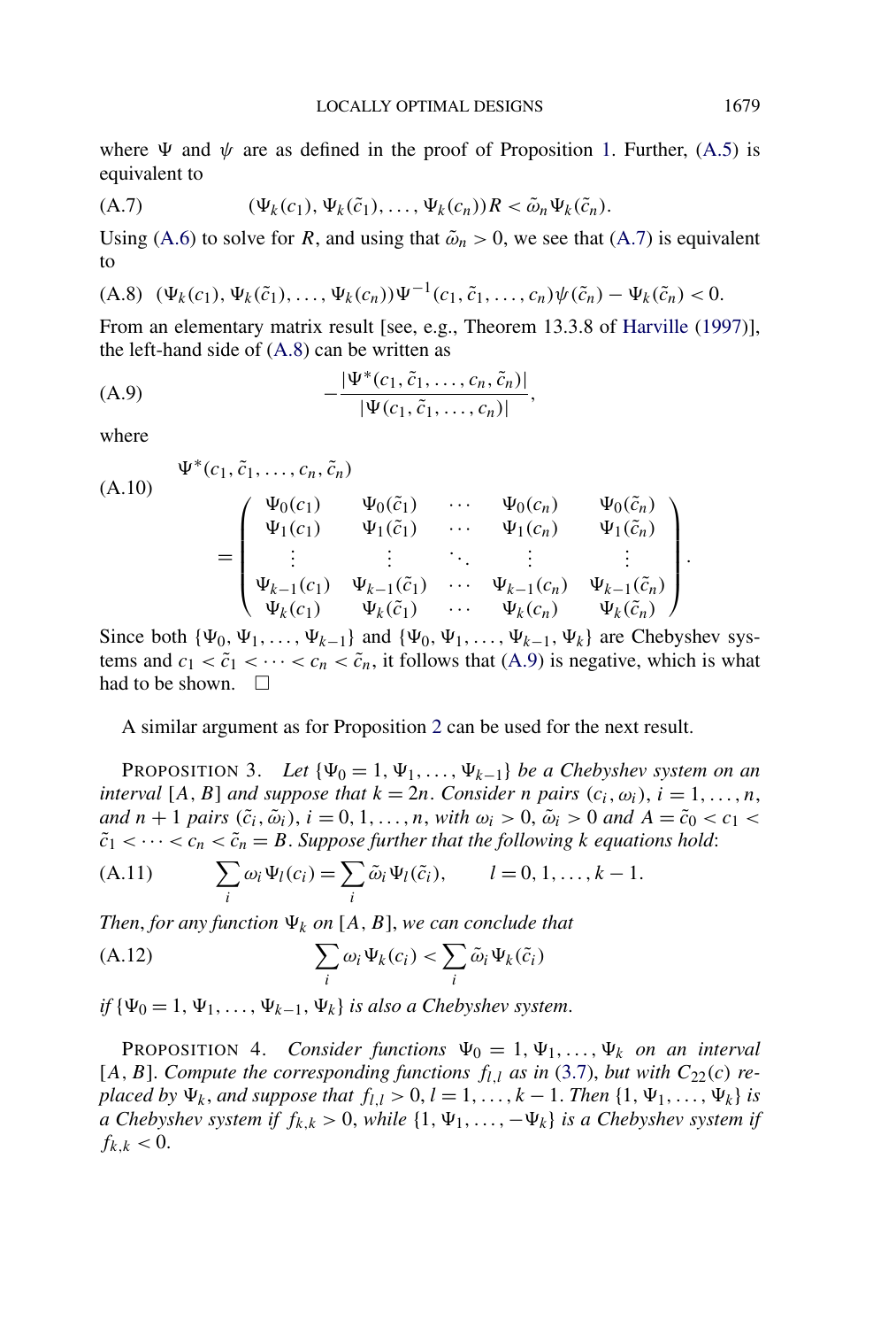where $\Psi$ and $\psi$ are as defined in the proof of Proposition 1. Further, (A.5) is equivalent to

$$(\Psi_k(c_1), \Psi_k(\tilde{c}_1), \ldots, \Psi_k(c_n))R < \tilde{\omega}_n \Psi_k(\tilde{c}_n). \tag{A.7}$$

Using (A.6) to solve for $R$, and using that $\tilde{\omega}_n > 0$, we see that (A.7) is equivalent to

$$(\Psi_k(c_1), \Psi_k(\tilde{c}_1), \ldots, \Psi_k(c_n))\Psi^{-1}(c_1, \tilde{c}_1, \ldots, c_n)\psi(\tilde{c}_n) - \Psi_k(\tilde{c}_n) < 0. \tag{A.8}$$

From an elementary matrix result [see, e.g., Theorem 13.3.8 of Harville (1997)], the left-hand side of (A.8) can be written as

$$-\frac{|\Psi^*(c_1, \tilde{c}_1, \ldots, c_n, \tilde{c}_n)|}{|\Psi(c_1, \tilde{c}_1, \ldots, c_n)|}, \tag{A.9}$$

where

$$\Psi^*(c_1, \tilde{c}_1, \ldots, c_n, \tilde{c}_n) = \begin{pmatrix} \Psi_0(c_1) & \Psi_0(\tilde{c}_1) & \cdots & \Psi_0(c_n) & \Psi_0(\tilde{c}_n) \\ \Psi_1(c_1) & \Psi_1(\tilde{c}_1) & \cdots & \Psi_1(c_n) & \Psi_1(\tilde{c}_n) \\ \vdots & \vdots & \ddots & \vdots & \vdots \\ \Psi_{k-1}(c_1) & \Psi_{k-1}(\tilde{c}_1) & \cdots & \Psi_{k-1}(c_n) & \Psi_{k-1}(\tilde{c}_n) \\ \Psi_k(c_1) & \Psi_k(\tilde{c}_1) & \cdots & \Psi_k(c_n) & \Psi_k(\tilde{c}_n) \end{pmatrix}. \tag{A.10}$$

Since both $\{\Psi_0, \Psi_1, \ldots, \Psi_{k-1}\}$ and $\{\Psi_0, \Psi_1, \ldots, \Psi_{k-1}, \Psi_k\}$ are Chebyshev systems and $c_1 < \tilde{c}_1 < \cdots < c_n < \tilde{c}_n$, it follows that (A.9) is negative, which is what had to be shown. $\square$

A similar argument as for Proposition 2 can be used for the next result.

PROPOSITION 3. *Let $\{\Psi_0 = 1, \Psi_1, \ldots, \Psi_{k-1}\}$ be a Chebyshev system on an interval $[A, B]$ and suppose that $k = 2n$. Consider $n$ pairs $(c_i, \omega_i)$, $i = 1, \ldots, n$, and $n + 1$ pairs $(\tilde{c}_i, \tilde{\omega}_i)$, $i = 0, 1, \ldots, n$, with $\omega_i > 0$, $\tilde{\omega}_i > 0$ and $A = \tilde{c}_0 < c_1 < \tilde{c}_1 < \cdots < c_n < \tilde{c}_n = B$. Suppose further that the following $k$ equations hold*:

$$\sum_i \omega_i \Psi_l(c_i) = \sum_i \tilde{\omega}_i \Psi_l(\tilde{c}_i), \qquad l = 0, 1, \ldots, k-1. \tag{A.11}$$

*Then, for any function $\Psi_k$ on $[A, B]$, we can conclude that*

$$\sum_i \omega_i \Psi_k(c_i) < \sum_i \tilde{\omega}_i \Psi_k(\tilde{c}_i) \tag{A.12}$$

*if $\{\Psi_0 = 1, \Psi_1, \ldots, \Psi_{k-1}, \Psi_k\}$ is also a Chebyshev system.*

PROPOSITION 4. *Consider functions $\Psi_0 = 1, \Psi_1, \ldots, \Psi_k$ on an interval $[A, B]$. Compute the corresponding functions $f_{l,l}$ as in (3.7), but with $C_{22}(c)$ replaced by $\Psi_k$, and suppose that $f_{l,l} > 0$, $l = 1, \ldots, k-1$. Then $\{1, \Psi_1, \ldots, \Psi_k\}$ is a Chebyshev system if $f_{k,k} > 0$, while $\{1, \Psi_1, \ldots, -\Psi_k\}$ is a Chebyshev system if $f_{k,k} < 0$.*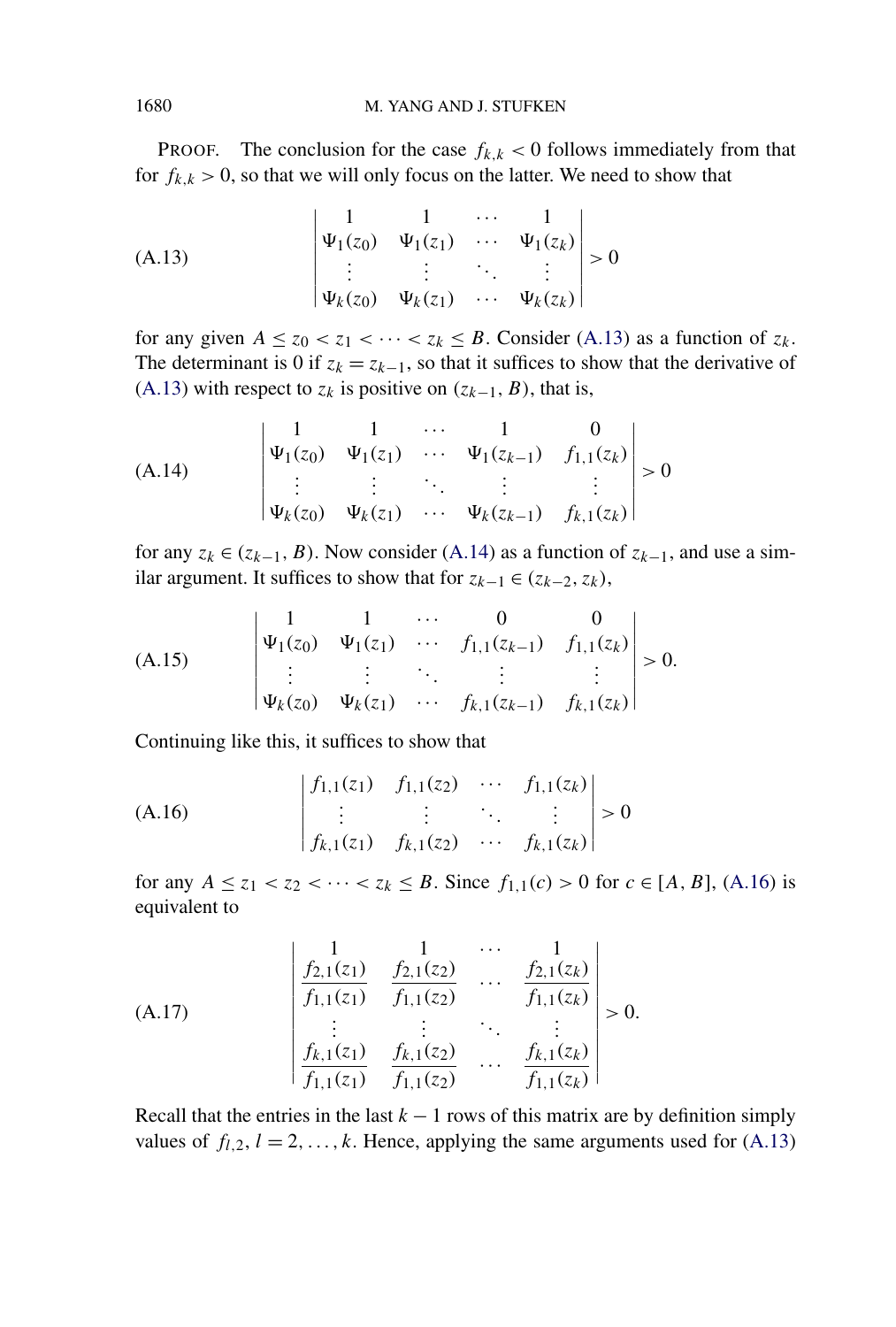PROOF. The conclusion for the case $f_{k,k} < 0$ follows immediately from that for $f_{k,k} > 0$, so that we will only focus on the latter. We need to show that

$$
\begin{vmatrix}
1 & 1 & \cdots & 1 \\
\Psi_1(z_0) & \Psi_1(z_1) & \cdots & \Psi_1(z_k) \\
\vdots & \vdots & \ddots & \vdots \\
\Psi_k(z_0) & \Psi_k(z_1) & \cdots & \Psi_k(z_k)
\end{vmatrix} > 0 \tag{A.13}
$$

for any given $A \leq z_0 < z_1 < \cdots < z_k \leq B$. Consider (A.13) as a function of $z_k$. The determinant is 0 if $z_k = z_{k-1}$, so that it suffices to show that the derivative of (A.13) with respect to $z_k$ is positive on $(z_{k-1}, B)$, that is,

$$
\begin{vmatrix}
1 & 1 & \cdots & 1 & 0 \\
\Psi_1(z_0) & \Psi_1(z_1) & \cdots & \Psi_1(z_{k-1}) & f_{1,1}(z_k) \\
\vdots & \vdots & \ddots & \vdots & \vdots \\
\Psi_k(z_0) & \Psi_k(z_1) & \cdots & \Psi_k(z_{k-1}) & f_{k,1}(z_k)
\end{vmatrix} > 0 \tag{A.14}
$$

for any $z_k \in (z_{k-1}, B)$. Now consider (A.14) as a function of $z_{k-1}$, and use a similar argument. It suffices to show that for $z_{k-1} \in (z_{k-2}, z_k)$,

$$
\begin{vmatrix}
1 & 1 & \cdots & 0 & 0 \\
\Psi_1(z_0) & \Psi_1(z_1) & \cdots & f_{1,1}(z_{k-1}) & f_{1,1}(z_k) \\
\vdots & \vdots & \ddots & \vdots & \vdots \\
\Psi_k(z_0) & \Psi_k(z_1) & \cdots & f_{k,1}(z_{k-1}) & f_{k,1}(z_k)
\end{vmatrix} > 0. \tag{A.15}
$$

Continuing like this, it suffices to show that

$$
\begin{vmatrix}
f_{1,1}(z_1) & f_{1,1}(z_2) & \cdots & f_{1,1}(z_k) \\
\vdots & \vdots & \ddots & \vdots \\
f_{k,1}(z_1) & f_{k,1}(z_2) & \cdots & f_{k,1}(z_k)
\end{vmatrix} > 0 \tag{A.16}
$$

for any $A \leq z_1 < z_2 < \cdots < z_k \leq B$. Since $f_{1,1}(c) > 0$ for $c \in [A, B]$, (A.16) is equivalent to

$$
\begin{vmatrix}
1 & 1 & \cdots & 1 \\
\dfrac{f_{2,1}(z_1)}{f_{1,1}(z_1)} & \dfrac{f_{2,1}(z_2)}{f_{1,1}(z_2)} & \cdots & \dfrac{f_{2,1}(z_k)}{f_{1,1}(z_k)} \\
\vdots & \vdots & \ddots & \vdots \\
\dfrac{f_{k,1}(z_1)}{f_{1,1}(z_1)} & \dfrac{f_{k,1}(z_2)}{f_{1,1}(z_2)} & \cdots & \dfrac{f_{k,1}(z_k)}{f_{1,1}(z_k)}
\end{vmatrix} > 0. \tag{A.17}
$$

Recall that the entries in the last $k - 1$ rows of this matrix are by definition simply values of $f_{l,2}$, $l = 2, \ldots, k$. Hence, applying the same arguments used for (A.13)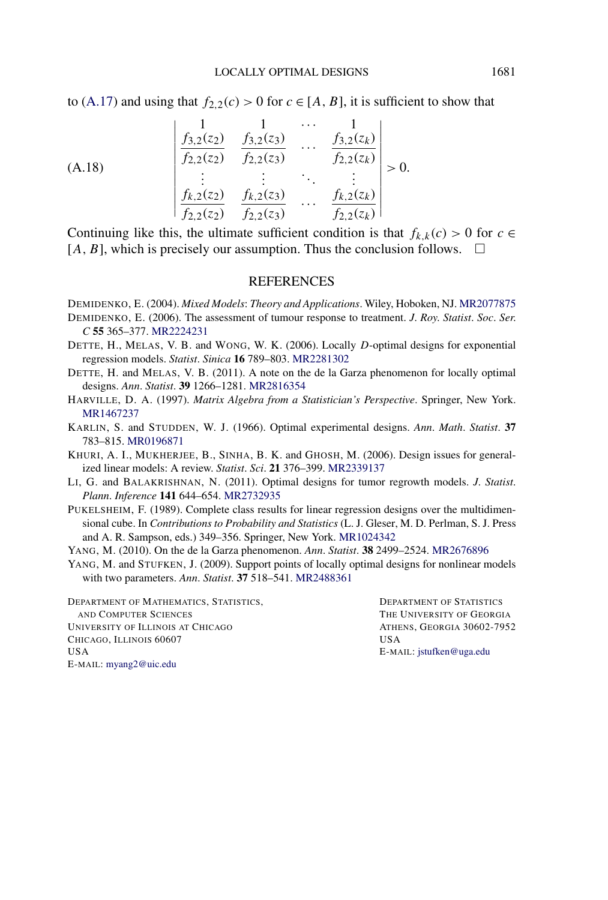to (A.17) and using that $f_{2,2}(c) > 0$ for $c \in [A, B]$, it is sufficient to show that

$$
\text{(A.18)} \qquad \begin{vmatrix} 1 & 1 & \cdots & 1 \\ \dfrac{f_{3,2}(z_2)}{f_{2,2}(z_2)} & \dfrac{f_{3,2}(z_3)}{f_{2,2}(z_3)} & \cdots & \dfrac{f_{3,2}(z_k)}{f_{2,2}(z_k)} \\ \vdots & \vdots & \ddots & \vdots \\ \dfrac{f_{k,2}(z_2)}{f_{2,2}(z_2)} & \dfrac{f_{k,2}(z_3)}{f_{2,2}(z_3)} & \cdots & \dfrac{f_{k,2}(z_k)}{f_{2,2}(z_k)} \end{vmatrix} > 0.
$$

Continuing like this, the ultimate sufficient condition is that $f_{k,k}(c) > 0$ for $c \in [A, B]$, which is precisely our assumption. Thus the conclusion follows. □

## REFERENCES

DEMIDENKO, E. (2004). *Mixed Models: Theory and Applications*. Wiley, Hoboken, NJ. MR2077875

DEMIDENKO, E. (2006). The assessment of tumour response to treatment. *J. Roy. Statist. Soc. Ser. C* **55** 365–377. MR2224231

DETTE, H., MELAS, V. B. and WONG, W. K. (2006). Locally *D*-optimal designs for exponential regression models. *Statist. Sinica* **16** 789–803. MR2281302

DETTE, H. and MELAS, V. B. (2011). A note on the de la Garza phenomenon for locally optimal designs. *Ann. Statist.* **39** 1266–1281. MR2816354

HARVILLE, D. A. (1997). *Matrix Algebra from a Statistician's Perspective*. Springer, New York. MR1467237

KARLIN, S. and STUDDEN, W. J. (1966). Optimal experimental designs. *Ann. Math. Statist.* **37** 783–815. MR0196871

KHURI, A. I., MUKHERJEE, B., SINHA, B. K. and GHOSH, M. (2006). Design issues for generalized linear models: A review. *Statist. Sci.* **21** 376–399. MR2339137

LI, G. and BALAKRISHNAN, N. (2011). Optimal designs for tumor regrowth models. *J. Statist. Plann. Inference* **141** 644–654. MR2732935

PUKELSHEIM, F. (1989). Complete class results for linear regression designs over the multidimensional cube. In *Contributions to Probability and Statistics* (L. J. Gleser, M. D. Perlman, S. J. Press and A. R. Sampson, eds.) 349–356. Springer, New York. MR1024342

YANG, M. (2010). On the de la Garza phenomenon. *Ann. Statist.* **38** 2499–2524. MR2676896

YANG, M. and STUFKEN, J. (2009). Support points of locally optimal designs for nonlinear models with two parameters. *Ann. Statist.* **37** 518–541. MR2488361

DEPARTMENT OF MATHEMATICS, STATISTICS,
AND COMPUTER SCIENCES
UNIVERSITY OF ILLINOIS AT CHICAGO
CHICAGO, ILLINOIS 60607
USA
E-MAIL: myang2@uic.edu

DEPARTMENT OF STATISTICS
THE UNIVERSITY OF GEORGIA
ATHENS, GEORGIA 30602-7952
USA
E-MAIL: jstufken@uga.edu